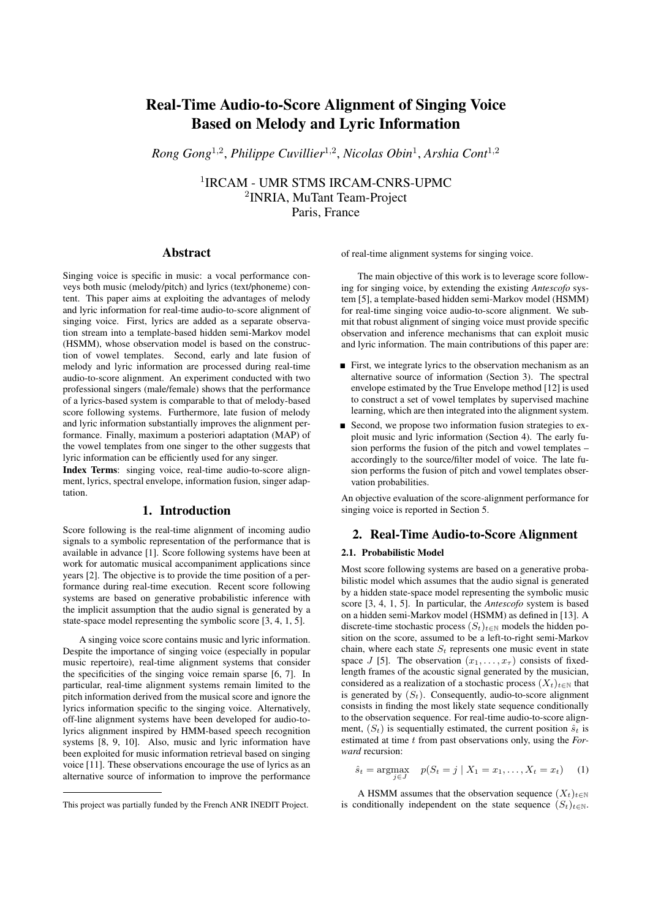# Real-Time Audio-to-Score Alignment of Singing Voice Based on Melody and Lyric Information

*Rong Gong*[1,2], *Philippe Cuvillier*[1,2], *Nicolas Obin*[1], *Arshia Cont*[1,2]

[1]IRCAM - UMR STMS IRCAM-CNRS-UPMC
[2]INRIA, MuTant Team-Project
Paris, France

## Abstract

Singing voice is specific in music: a vocal performance conveys both music (melody/pitch) and lyrics (text/phoneme) content. This paper aims at exploiting the advantages of melody and lyric information for real-time audio-to-score alignment of singing voice. First, lyrics are added as a separate observation stream into a template-based hidden semi-Markov model (HSMM), whose observation model is based on the construction of vowel templates. Second, early and late fusion of melody and lyric information are processed during real-time audio-to-score alignment. An experiment conducted with two professional singers (male/female) shows that the performance of a lyrics-based system is comparable to that of melody-based score following systems. Furthermore, late fusion of melody and lyric information substantially improves the alignment performance. Finally, maximum a posteriori adaptation (MAP) of the vowel templates from one singer to the other suggests that lyric information can be efficiently used for any singer.

**Index Terms**: singing voice, real-time audio-to-score alignment, lyrics, spectral envelope, information fusion, singer adaptation.

## 1. Introduction

Score following is the real-time alignment of incoming audio signals to a symbolic representation of the performance that is available in advance [1]. Score following systems have been at work for automatic musical accompaniment applications since years [2]. The objective is to provide the time position of a performance during real-time execution. Recent score following systems are based on generative probabilistic inference with the implicit assumption that the audio signal is generated by a state-space model representing the symbolic score [3, 4, 1, 5].

A singing voice score contains music and lyric information. Despite the importance of singing voice (especially in popular music repertoire), real-time alignment systems that consider the specificities of the singing voice remain sparse [6, 7]. In particular, real-time alignment systems remain limited to the pitch information derived from the musical score and ignore the lyrics information specific to the singing voice. Alternatively, off-line alignment systems have been developed for audio-to-lyrics alignment inspired by HMM-based speech recognition systems [8, 9, 10]. Also, music and lyric information have been exploited for music information retrieval based on singing voice [11]. These observations encourage the use of lyrics as an alternative source of information to improve the performance of real-time alignment systems for singing voice.

The main objective of this work is to leverage score following for singing voice, by extending the existing *Antescofo* system [5], a template-based hidden semi-Markov model (HSMM) for real-time singing voice audio-to-score alignment. We submit that robust alignment of singing voice must provide specific observation and inference mechanisms that can exploit music and lyric information. The main contributions of this paper are:

- First, we integrate lyrics to the observation mechanism as an alternative source of information (Section 3). The spectral envelope estimated by the True Envelope method [12] is used to construct a set of vowel templates by supervised machine learning, which are then integrated into the alignment system.
- Second, we propose two information fusion strategies to exploit music and lyric information (Section 4). The early fusion performs the fusion of the pitch and vowel templates – accordingly to the source/filter model of voice. The late fusion performs the fusion of pitch and vowel templates observation probabilities.

An objective evaluation of the score-alignment performance for singing voice is reported in Section 5.

## 2. Real-Time Audio-to-Score Alignment

### 2.1. Probabilistic Model

Most score following systems are based on a generative probabilistic model which assumes that the audio signal is generated by a hidden state-space model representing the symbolic music score [3, 4, 1, 5]. In particular, the *Antescofo* system is based on a hidden semi-Markov model (HSMM) as defined in [13]. A discrete-time stochastic process $(S_t)_{t\in\mathbb{N}}$ models the hidden position on the score, assumed to be a left-to-right semi-Markov chain, where each state $S_t$ represents one music event in state space $J$ [5]. The observation $(x_1, \dots, x_\tau)$ consists of fixed-length frames of the acoustic signal generated by the musician, considered as a realization of a stochastic process $(X_t)_{t\in\mathbb{N}}$ that is generated by $(S_t)$. Consequently, audio-to-score alignment consists in finding the most likely state sequence conditionally to the observation sequence. For real-time audio-to-score alignment, $(S_t)$ is sequentially estimated, the current position $\hat{s}_t$ is estimated at time $t$ from past observations only, using the *Forward* recursion:

$$\hat{s}_t = \underset{j\in J}{\operatorname{argmax}} \quad p(S_t = j \mid X_1 = x_1, \dots, X_t = x_t) \qquad (1)$$

A HSMM assumes that the observation sequence $(X_t)_{t\in\mathbb{N}}$ is conditionally independent on the state sequence $(S_t)_{t\in\mathbb{N}}$.

This project was partially funded by the French ANR INEDIT Project.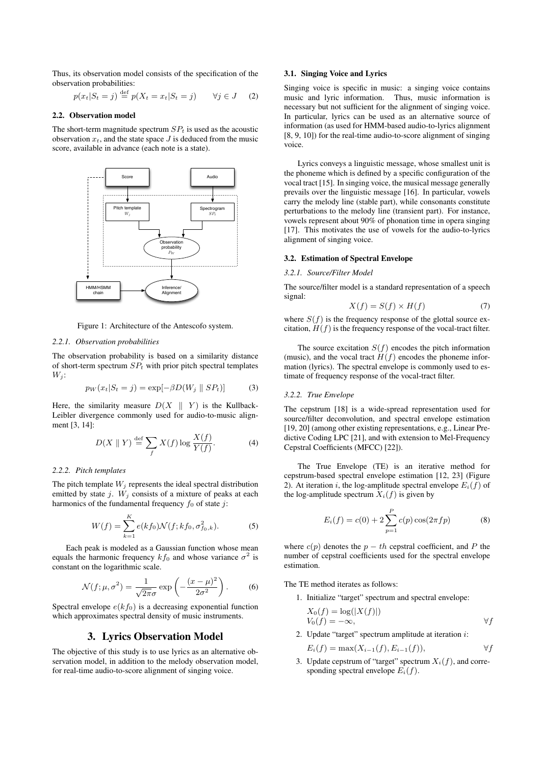Thus, its observation model consists of the specification of the observation probabilities:

$$p(x_t|S_t = j) \stackrel{\text{def}}{=} p(X_t = x_t|S_t = j) \qquad \forall j \in J \qquad (2)$$

### 2.2. Observation model

The short-term magnitude spectrum $SP_t$ is used as the acoustic observation $x_t$, and the state space $J$ is deduced from the music score, available in advance (each note is a state).

Score

Audio

Pitch template $W_j$

Spectrogram $SP_t$

Observation probability $P_W$

HMM/HSMM chain

Inference/ Alignment

Figure 1: Architecture of the Antescofo system.

#### 2.2.1. Observation probabilities

The observation probability is based on a similarity distance of short-term spectrum $SP_t$ with prior pitch spectral templates $W_j$:

$$p_W(x_t|S_t = j) = \exp[-\beta D(W_j \parallel SP_t)] \qquad (3)$$

Here, the similarity measure $D(X \parallel Y)$ is the Kullback-Leibler divergence commonly used for audio-to-music alignment [3, 14]:

$$D(X \parallel Y) \stackrel{\text{def}}{=} \sum_f X(f) \log \frac{X(f)}{Y(f)}. \qquad (4)$$

#### 2.2.2. Pitch templates

The pitch template $W_j$ represents the ideal spectral distribution emitted by state $j$. $W_j$ consists of a mixture of peaks at each harmonics of the fundamental frequency $f_0$ of state $j$:

$$W(f) = \sum_{k=1}^{K} e(kf_0) \mathcal{N}(f; kf_0, \sigma^2_{f_0,k}). \qquad (5)$$

Each peak is modeled as a Gaussian function whose mean equals the harmonic frequency $kf_0$ and whose variance $\sigma^2$ is constant on the logarithmic scale.

$$\mathcal{N}(f; \mu, \sigma^2) = \frac{1}{\sqrt{2\pi}\sigma} \exp\left(-\frac{(x-\mu)^2}{2\sigma^2}\right). \qquad (6)$$

Spectral envelope $e(kf_0)$ is a decreasing exponential function which approximates spectral density of music instruments.

## 3. Lyrics Observation Model

The objective of this study is to use lyrics as an alternative observation model, in addition to the melody observation model, for real-time audio-to-score alignment of singing voice.

### 3.1. Singing Voice and Lyrics

Singing voice is specific in music: a singing voice contains music and lyric information. Thus, music information is necessary but not sufficient for the alignment of singing voice. In particular, lyrics can be used as an alternative source of information (as used for HMM-based audio-to-lyrics alignment [8, 9, 10]) for the real-time audio-to-score alignment of singing voice.

Lyrics conveys a linguistic message, whose smallest unit is the phoneme which is defined by a specific configuration of the vocal tract [15]. In singing voice, the musical message generally prevails over the linguistic message [16]. In particular, vowels carry the melody line (stable part), while consonants constitute perturbations to the melody line (transient part). For instance, vowels represent about 90% of phonation time in opera singing [17]. This motivates the use of vowels for the audio-to-lyrics alignment of singing voice.

### 3.2. Estimation of Spectral Envelope

#### 3.2.1. Source/Filter Model

The source/filter model is a standard representation of a speech signal:

$$X(f) = S(f) \times H(f) \qquad (7)$$

where $S(f)$ is the frequency response of the glottal source excitation, $H(f)$ is the frequency response of the vocal-tract filter.

The source excitation $S(f)$ encodes the pitch information (music), and the vocal tract $H(f)$ encodes the phoneme information (lyrics). The spectral envelope is commonly used to estimate of frequency response of the vocal-tract filter.

#### 3.2.2. True Envelope

The cepstrum [18] is a wide-spread representation used for source/filter deconvolution, and spectral envelope estimation [19, 20] (among other existing representations, e.g., Linear Predictive Coding LPC [21], and with extension to Mel-Frequency Cepstral Coefficients (MFCC) [22]).

The True Envelope (TE) is an iterative method for cepstrum-based spectral envelope estimation [12, 23] (Figure 2). At iteration $i$, the log-amplitude spectral envelope $E_i(f)$ of the log-amplitude spectrum $X_i(f)$ is given by

$$E_i(f) = c(0) + 2\sum_{p=1}^{P} c(p)\cos(2\pi fp) \qquad (8)$$

where $c(p)$ denotes the $p-th$ cepstral coefficient, and $P$ the number of cepstral coefficients used for the spectral envelope estimation.

The TE method iterates as follows:

1. Initialize "target" spectrum and spectral envelope:

   $$X_0(f) = \log(|X(f)|) \qquad V_0(f) = -\infty, \qquad \forall f$$

2. Update "target" spectrum amplitude at iteration $i$:

   $$E_i(f) = \max(X_{i-1}(f), E_{i-1}(f)), \qquad \forall f$$

3. Update cepstrum of "target" spectrum $X_i(f)$, and corresponding spectral envelope $E_i(f)$.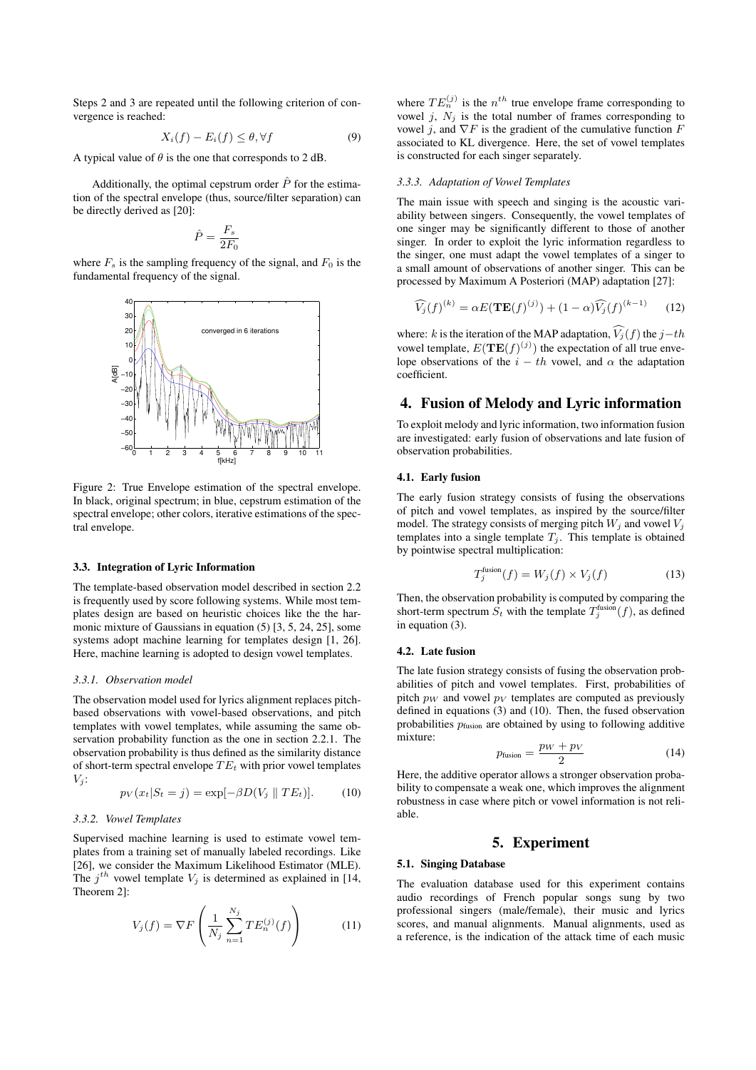Steps 2 and 3 are repeated until the following criterion of convergence is reached:

$$X_i(f) - E_i(f) \leq \theta, \forall f \tag{9}$$

A typical value of $\theta$ is the one that corresponds to 2 dB.

Additionally, the optimal cepstrum order $\hat{P}$ for the estimation of the spectral envelope (thus, source/filter separation) can be directly derived as [20]:

$$\hat{P} = \frac{F_s}{2F_0}$$

where $F_s$ is the sampling frequency of the signal, and $F_0$ is the fundamental frequency of the signal.

converged in 6 iterations
A[dB]
f[kHz]

Figure 2: True Envelope estimation of the spectral envelope. In black, original spectrum; in blue, cepstrum estimation of the spectral envelope; other colors, iterative estimations of the spectral envelope.

### 3.3. Integration of Lyric Information

The template-based observation model described in section 2.2 is frequently used by score following systems. While most templates design are based on heuristic choices like the the harmonic mixture of Gaussians in equation (5) [3, 5, 24, 25], some systems adopt machine learning for templates design [1, 26]. Here, machine learning is adopted to design vowel templates.

#### *3.3.1. Observation model*

The observation model used for lyrics alignment replaces pitch-based observations with vowel-based observations, and pitch templates with vowel templates, while assuming the same observation probability function as the one in section 2.2.1. The observation probability is thus defined as the similarity distance of short-term spectral envelope $TE_t$ with prior vowel templates $V_j$:

$$p_V(x_t|S_t = j) = \exp[-\beta D(V_j \parallel TE_t)]. \tag{10}$$

#### *3.3.2. Vowel Templates*

Supervised machine learning is used to estimate vowel templates from a training set of manually labeled recordings. Like [26], we consider the Maximum Likelihood Estimator (MLE). The $j^{th}$ vowel template $V_j$ is determined as explained in [14, Theorem 2]:

$$V_j(f) = \nabla F \left( \frac{1}{N_j} \sum_{n=1}^{N_j} TE_n^{(j)}(f) \right) \tag{11}$$

where $TE_n^{(j)}$ is the $n^{th}$ true envelope frame corresponding to vowel $j$, $N_j$ is the total number of frames corresponding to vowel $j$, and $\nabla F$ is the gradient of the cumulative function $F$ associated to KL divergence. Here, the set of vowel templates is constructed for each singer separately.

#### *3.3.3. Adaptation of Vowel Templates*

The main issue with speech and singing is the acoustic variability between singers. Consequently, the vowel templates of one singer may be significantly different to those of another singer. In order to exploit the lyric information regardless to the singer, one must adapt the vowel templates of a singer to a small amount of observations of another singer. This can be processed by Maximum A Posteriori (MAP) adaptation [27]:

$$\widehat{V_j}(f)^{(k)} = \alpha E(\mathbf{TE}(f)^{(j)}) + (1 - \alpha)\widehat{V_j}(f)^{(k-1)} \tag{12}$$

where: $k$ is the iteration of the MAP adaptation, $\widehat{V_j}(f)$ the $j-th$ vowel template, $E(\mathbf{TE}(f)^{(j)})$ the expectation of all true envelope observations of the $i - th$ vowel, and $\alpha$ the adaptation coefficient.

## 4. Fusion of Melody and Lyric information

To exploit melody and lyric information, two information fusion are investigated: early fusion of observations and late fusion of observation probabilities.

### 4.1. Early fusion

The early fusion strategy consists of fusing the observations of pitch and vowel templates, as inspired by the source/filter model. The strategy consists of merging pitch $W_j$ and vowel $V_j$ templates into a single template $T_j$. This template is obtained by pointwise spectral multiplication:

$$T_j^{\text{fusion}}(f) = W_j(f) \times V_j(f) \tag{13}$$

Then, the observation probability is computed by comparing the short-term spectrum $S_t$ with the template $T_j^{\text{fusion}}(f)$, as defined in equation (3).

### 4.2. Late fusion

The late fusion strategy consists of fusing the observation probabilities of pitch and vowel templates. First, probabilities of pitch $p_W$ and vowel $p_V$ templates are computed as previously defined in equations (3) and (10). Then, the fused observation probabilities $p_{\text{fusion}}$ are obtained by using to following additive mixture:

$$p_{\text{fusion}} = \frac{p_W + p_V}{2} \tag{14}$$

Here, the additive operator allows a stronger observation probability to compensate a weak one, which improves the alignment robustness in case where pitch or vowel information is not reliable.

## 5. Experiment

### 5.1. Singing Database

The evaluation database used for this experiment contains audio recordings of French popular songs sung by two professional singers (male/female), their music and lyrics scores, and manual alignments. Manual alignments, used as a reference, is the indication of the attack time of each music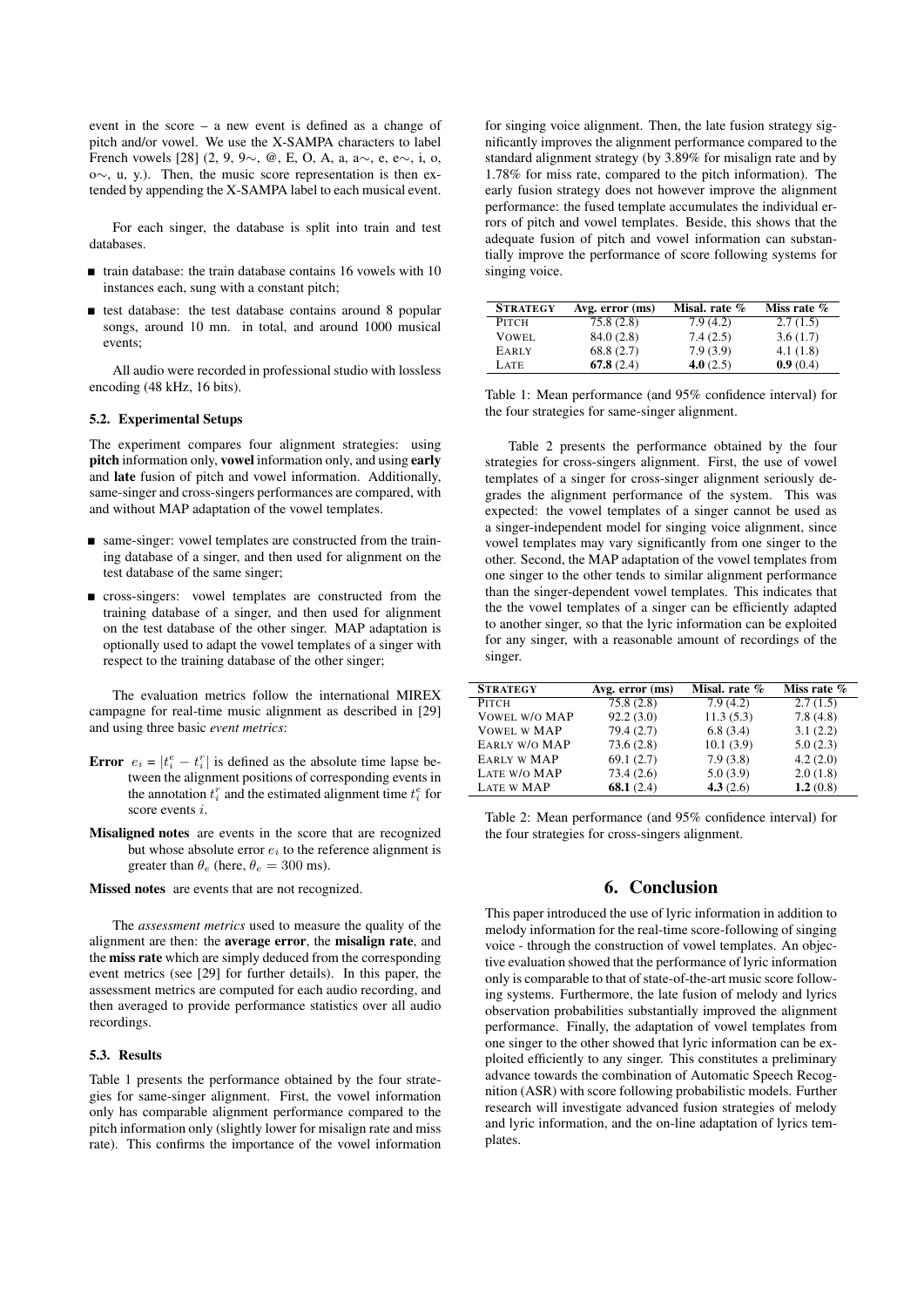event in the score – a new event is defined as a change of pitch and/or vowel. We use the X-SAMPA characters to label French vowels [28] (2, 9, 9∼, @, E, O, A, a, a∼, e, e∼, i, o, o∼, u, y.). Then, the music score representation is then extended by appending the X-SAMPA label to each musical event.

For each singer, the database is split into train and test databases.

- train database: the train database contains 16 vowels with 10 instances each, sung with a constant pitch;
- test database: the test database contains around 8 popular songs, around 10 mn. in total, and around 1000 musical events;

All audio were recorded in professional studio with lossless encoding (48 kHz, 16 bits).

### 5.2. Experimental Setups

The experiment compares four alignment strategies: using **pitch** information only, **vowel** information only, and using **early** and **late** fusion of pitch and vowel information. Additionally, same-singer and cross-singers performances are compared, with and without MAP adaptation of the vowel templates.

- same-singer: vowel templates are constructed from the training database of a singer, and then used for alignment on the test database of the same singer;
- cross-singers: vowel templates are constructed from the training database of a singer, and then used for alignment on the test database of the other singer. MAP adaptation is optionally used to adapt the vowel templates of a singer with respect to the training database of the other singer;

The evaluation metrics follow the international MIREX campagne for real-time music alignment as described in [29] and using three basic *event metrics*:

**Error** $e_i = |t_i^e - t_i^r|$ is defined as the absolute time lapse between the alignment positions of corresponding events in the annotation $t_i^r$ and the estimated alignment time $t_i^e$ for score events $i$.

**Misaligned notes** are events in the score that are recognized but whose absolute error $e_i$ to the reference alignment is greater than $\theta_e$ (here, $\theta_e = 300$ ms).

**Missed notes** are events that are not recognized.

The *assessment metrics* used to measure the quality of the alignment are then: the **average error**, the **misalign rate**, and the **miss rate** which are simply deduced from the corresponding event metrics (see [29] for further details). In this paper, the assessment metrics are computed for each audio recording, and then averaged to provide performance statistics over all audio recordings.

### 5.3. Results

Table 1 presents the performance obtained by the four strategies for same-singer alignment. First, the vowel information only has comparable alignment performance compared to the pitch information only (slightly lower for misalign rate and miss rate). This confirms the importance of the vowel information for singing voice alignment. Then, the late fusion strategy significantly improves the alignment performance compared to the standard alignment strategy (by 3.89% for misalign rate and by 1.78% for miss rate, compared to the pitch information). The early fusion strategy does not however improve the alignment performance: the fused template accumulates the individual errors of pitch and vowel templates. Beside, this shows that the adequate fusion of pitch and vowel information can substantially improve the performance of score following systems for singing voice.

| STRATEGY | Avg. error (ms) | Misal. rate % | Miss rate % |
|---|---|---|---|
| PITCH | 75.8 (2.8) | 7.9 (4.2) | 2.7 (1.5) |
| VOWEL | 84.0 (2.8) | 7.4 (2.5) | 3.6 (1.7) |
| EARLY | 68.8 (2.7) | 7.9 (3.9) | 4.1 (1.8) |
| LATE | **67.8** (2.4) | **4.0** (2.5) | **0.9** (0.4) |

Table 1: Mean performance (and 95% confidence interval) for the four strategies for same-singer alignment.

Table 2 presents the performance obtained by the four strategies for cross-singers alignment. First, the use of vowel templates of a singer for cross-singer alignment seriously degrades the alignment performance of the system. This was expected: the vowel templates of a singer cannot be used as a singer-independent model for singing voice alignment, since vowel templates may vary significantly from one singer to the other. Second, the MAP adaptation of the vowel templates from one singer to the other tends to similar alignment performance than the singer-dependent vowel templates. This indicates that the the vowel templates of a singer can be efficiently adapted to another singer, so that the lyric information can be exploited for any singer, with a reasonable amount of recordings of the singer.

| STRATEGY | Avg. error (ms) | Misal. rate % | Miss rate % |
|---|---|---|---|
| PITCH | 75.8 (2.8) | 7.9 (4.2) | 2.7 (1.5) |
| VOWEL W/O MAP | 92.2 (3.0) | 11.3 (5.3) | 7.8 (4.8) |
| VOWEL W MAP | 79.4 (2.7) | 6.8 (3.4) | 3.1 (2.2) |
| EARLY W/O MAP | 73.6 (2.8) | 10.1 (3.9) | 5.0 (2.3) |
| EARLY W MAP | 69.1 (2.7) | 7.9 (3.8) | 4.2 (2.0) |
| LATE W/O MAP | 73.4 (2.6) | 5.0 (3.9) | 2.0 (1.8) |
| LATE W MAP | **68.1** (2.4) | **4.3** (2.6) | **1.2** (0.8) |

Table 2: Mean performance (and 95% confidence interval) for the four strategies for cross-singers alignment.

## 6. Conclusion

This paper introduced the use of lyric information in addition to melody information for the real-time score-following of singing voice - through the construction of vowel templates. An objective evaluation showed that the performance of lyric information only is comparable to that of state-of-the-art music score following systems. Furthermore, the late fusion of melody and lyrics observation probabilities substantially improved the alignment performance. Finally, the adaptation of vowel templates from one singer to the other showed that lyric information can be exploited efficiently to any singer. This constitutes a preliminary advance towards the combination of Automatic Speech Recognition (ASR) with score following probabilistic models. Further research will investigate advanced fusion strategies of melody and lyric information, and the on-line adaptation of lyrics templates.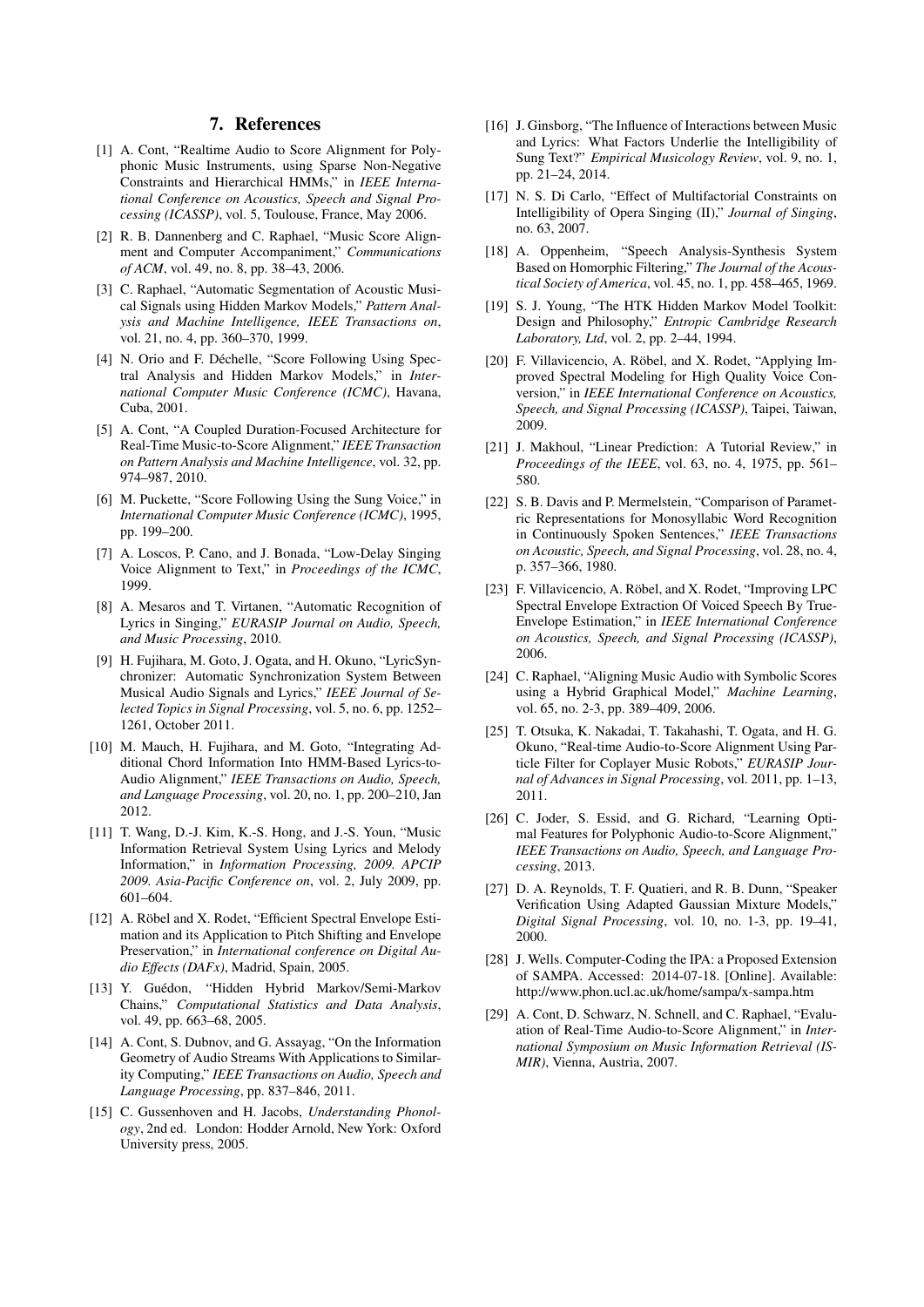## 7. References

[1] A. Cont, "Realtime Audio to Score Alignment for Polyphonic Music Instruments, using Sparse Non-Negative Constraints and Hierarchical HMMs," in *IEEE International Conference on Acoustics, Speech and Signal Processing (ICASSP)*, vol. 5, Toulouse, France, May 2006.

[2] R. B. Dannenberg and C. Raphael, "Music Score Alignment and Computer Accompaniment," *Communications of ACM*, vol. 49, no. 8, pp. 38–43, 2006.

[3] C. Raphael, "Automatic Segmentation of Acoustic Musical Signals using Hidden Markov Models," *Pattern Analysis and Machine Intelligence, IEEE Transactions on*, vol. 21, no. 4, pp. 360–370, 1999.

[4] N. Orio and F. Déchelle, "Score Following Using Spectral Analysis and Hidden Markov Models," in *International Computer Music Conference (ICMC)*, Havana, Cuba, 2001.

[5] A. Cont, "A Coupled Duration-Focused Architecture for Real-Time Music-to-Score Alignment," *IEEE Transaction on Pattern Analysis and Machine Intelligence*, vol. 32, pp. 974–987, 2010.

[6] M. Puckette, "Score Following Using the Sung Voice," in *International Computer Music Conference (ICMC)*, 1995, pp. 199–200.

[7] A. Loscos, P. Cano, and J. Bonada, "Low-Delay Singing Voice Alignment to Text," in *Proceedings of the ICMC*, 1999.

[8] A. Mesaros and T. Virtanen, "Automatic Recognition of Lyrics in Singing," *EURASIP Journal on Audio, Speech, and Music Processing*, 2010.

[9] H. Fujihara, M. Goto, J. Ogata, and H. Okuno, "LyricSynchronizer: Automatic Synchronization System Between Musical Audio Signals and Lyrics," *IEEE Journal of Selected Topics in Signal Processing*, vol. 5, no. 6, pp. 1252–1261, October 2011.

[10] M. Mauch, H. Fujihara, and M. Goto, "Integrating Additional Chord Information Into HMM-Based Lyrics-to-Audio Alignment," *IEEE Transactions on Audio, Speech, and Language Processing*, vol. 20, no. 1, pp. 200–210, Jan 2012.

[11] T. Wang, D.-J. Kim, K.-S. Hong, and J.-S. Youn, "Music Information Retrieval System Using Lyrics and Melody Information," in *Information Processing, 2009. APCIP 2009. Asia-Pacific Conference on*, vol. 2, July 2009, pp. 601–604.

[12] A. Röbel and X. Rodet, "Efficient Spectral Envelope Estimation and its Application to Pitch Shifting and Envelope Preservation," in *International conference on Digital Audio Effects (DAFx)*, Madrid, Spain, 2005.

[13] Y. Guédon, "Hidden Hybrid Markov/Semi-Markov Chains," *Computational Statistics and Data Analysis*, vol. 49, pp. 663–68, 2005.

[14] A. Cont, S. Dubnov, and G. Assayag, "On the Information Geometry of Audio Streams With Applications to Similarity Computing," *IEEE Transactions on Audio, Speech and Language Processing*, pp. 837–846, 2011.

[15] C. Gussenhoven and H. Jacobs, *Understanding Phonology*, 2nd ed. London: Hodder Arnold, New York: Oxford University press, 2005.

[16] J. Ginsborg, "The Influence of Interactions between Music and Lyrics: What Factors Underlie the Intelligibility of Sung Text?" *Empirical Musicology Review*, vol. 9, no. 1, pp. 21–24, 2014.

[17] N. S. Di Carlo, "Effect of Multifactorial Constraints on Intelligibility of Opera Singing (II)," *Journal of Singing*, no. 63, 2007.

[18] A. Oppenheim, "Speech Analysis-Synthesis System Based on Homorphic Filtering," *The Journal of the Acoustical Society of America*, vol. 45, no. 1, pp. 458–465, 1969.

[19] S. J. Young, "The HTK Hidden Markov Model Toolkit: Design and Philosophy," *Entropic Cambridge Research Laboratory, Ltd*, vol. 2, pp. 2–44, 1994.

[20] F. Villavicencio, A. Röbel, and X. Rodet, "Applying Improved Spectral Modeling for High Quality Voice Conversion," in *IEEE International Conference on Acoustics, Speech, and Signal Processing (ICASSP)*, Taipei, Taiwan, 2009.

[21] J. Makhoul, "Linear Prediction: A Tutorial Review," in *Proceedings of the IEEE*, vol. 63, no. 4, 1975, pp. 561–580.

[22] S. B. Davis and P. Mermelstein, "Comparison of Parametric Representations for Monosyllabic Word Recognition in Continuously Spoken Sentences," *IEEE Transactions on Acoustic, Speech, and Signal Processing*, vol. 28, no. 4, p. 357–366, 1980.

[23] F. Villavicencio, A. Röbel, and X. Rodet, "Improving LPC Spectral Envelope Extraction Of Voiced Speech By True-Envelope Estimation," in *IEEE International Conference on Acoustics, Speech, and Signal Processing (ICASSP)*, 2006.

[24] C. Raphael, "Aligning Music Audio with Symbolic Scores using a Hybrid Graphical Model," *Machine Learning*, vol. 65, no. 2-3, pp. 389–409, 2006.

[25] T. Otsuka, K. Nakadai, T. Takahashi, T. Ogata, and H. G. Okuno, "Real-time Audio-to-Score Alignment Using Particle Filter for Coplayer Music Robots," *EURASIP Journal of Advances in Signal Processing*, vol. 2011, pp. 1–13, 2011.

[26] C. Joder, S. Essid, and G. Richard, "Learning Optimal Features for Polyphonic Audio-to-Score Alignment," *IEEE Transactions on Audio, Speech, and Language Processing*, 2013.

[27] D. A. Reynolds, T. F. Quatieri, and R. B. Dunn, "Speaker Verification Using Adapted Gaussian Mixture Models," *Digital Signal Processing*, vol. 10, no. 1-3, pp. 19–41, 2000.

[28] J. Wells. Computer-Coding the IPA: a Proposed Extension of SAMPA. Accessed: 2014-07-18. [Online]. Available: http://www.phon.ucl.ac.uk/home/sampa/x-sampa.htm

[29] A. Cont, D. Schwarz, N. Schnell, and C. Raphael, "Evaluation of Real-Time Audio-to-Score Alignment," in *International Symposium on Music Information Retrieval (ISMIR)*, Vienna, Austria, 2007.